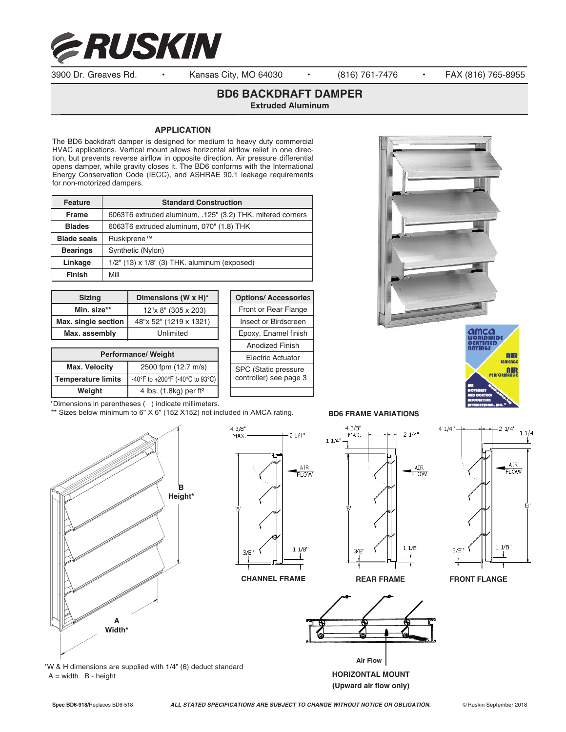# RUSKIN

3900 Dr. Greaves Rd. • Kansas City, MO 64030 • (816) 761-7476 • FAX (816) 765-8955

## BD6 BACKDRAFT DAMPER

**Extruded Aluminum**

### APPLICATION

The BD6 backdraft damper is designed for medium to heavy duty commercial HVAC applications. Vertical mount allows horizontal airflow relief in one direction, but prevents reverse airflow in opposite direction. Air pressure differential opens damper, while gravity closes it. The BD6 conforms with the International Energy Conservation Code (IECC), and ASHRAE 90.1 leakage requirements for non-motorized dampers.

| Feature | Standard Construction |
|---|---|
| Frame | 6063T6 extruded aluminum, .125" (3.2) THK, mitered corners |
| Blades | 6063T6 extruded aluminum, 070" (1.8) THK |
| Blade seals | Ruskiprene™ |
| Bearings | Synthetic (Nylon) |
| Linkage | 1/2" (13) x 1/8" (3) THK. aluminum (exposed) |
| Finish | Mill |

| Sizing | Dimensions (W x H)* |
|---|---|
| Min. size** | 12"x 8" (305 x 203) |
| Max. single section | 48"x 52" (1219 x 1321) |
| Max. assembly | Unlimited |

| Performance/ Weight | |
|---|---|
| Max. Velocity | 2500 fpm (12.7 m/s) |
| Temperature limits | -40°F to +200°F (-40°C to 93°C) |
| Weight | 4 lbs. (1.8kg) per ft² |

| Options/ Accessories |
|---|
| Front or Rear Flange |
| Insect or Birdscreen |
| Epoxy, Enamel finish |
| Anodized Finish |
| Electric Actuator |
| SPC (Static pressure controller) see page 3 |

*Dimensions in parentheses ( ) indicate millimeters.

** Sizes below minimum to 6" X 6" (152 X152) not included in AMCA rating.

amca WORLDWIDE CERTIFIED RATINGS — AIR LEAKAGE, AIR PERFORMANCE — AIR MOVEMENT AND CONTROL ASSOCIATION INTERNATIONAL, INC.

B Height*

A Width*

*W & H dimensions are supplied with 1/4" (6) deduct standard
A = width B - height

### BD6 FRAME VARIATIONS

CHANNEL FRAME — 4 3/8" MAX., 2 1/4", 'B', 3/8", 1 1/8", AIR FLOW

REAR FRAME — 4 3/8" MAX., 1 1/4", 2 1/4", 'B', 3/8", 1 1/8", AIR FLOW

FRONT FLANGE — 4 1/4", 2 1/4", 1 1/4", 'B', 3/8", 1 1/8", AIR FLOW

Air Flow

**HORIZONTAL MOUNT**
**(Upward air flow only)**

**Spec BD6-918**/Replaces BD6-518 — ***ALL STATED SPECIFICATIONS ARE SUBJECT TO CHANGE WITHOUT NOTICE OR OBLIGATION.*** — ©Ruskin September 2018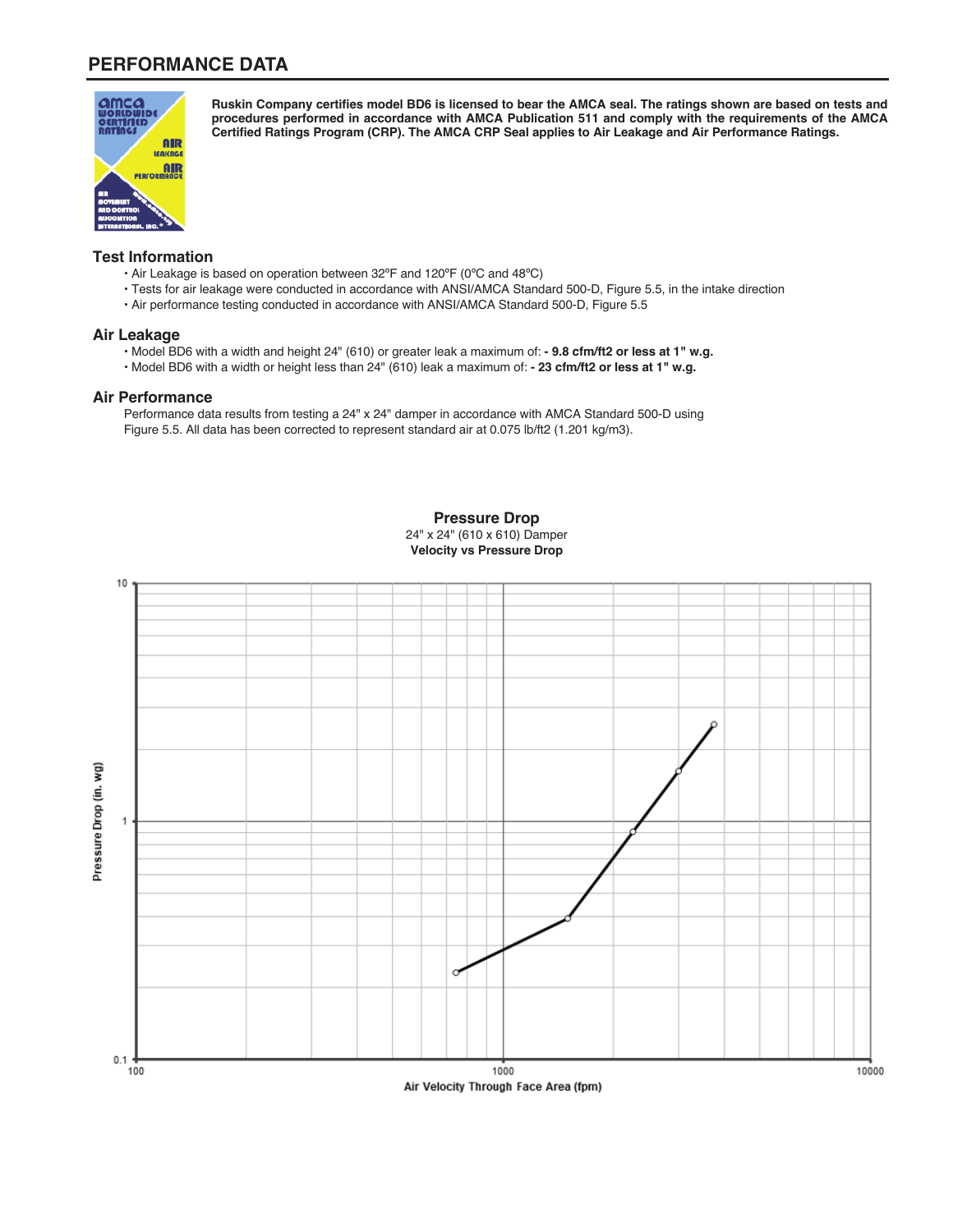## PERFORMANCE DATA

**Ruskin Company certifies model BD6 is licensed to bear the AMCA seal. The ratings shown are based on tests and procedures performed in accordance with AMCA Publication 511 and comply with the requirements of the AMCA Certified Ratings Program (CRP). The AMCA CRP Seal applies to Air Leakage and Air Performance Ratings.**

### Test Information

- Air Leakage is based on operation between 32ºF and 120ºF (0ºC and 48ºC)
- Tests for air leakage were conducted in accordance with ANSI/AMCA Standard 500-D, Figure 5.5, in the intake direction
- Air performance testing conducted in accordance with ANSI/AMCA Standard 500-D, Figure 5.5

### Air Leakage

- Model BD6 with a width and height 24" (610) or greater leak a maximum of: **- 9.8 cfm/ft2 or less at 1" w.g.**
- Model BD6 with a width or height less than 24" (610) leak a maximum of: **- 23 cfm/ft2 or less at 1" w.g.**

### Air Performance

Performance data results from testing a 24" x 24" damper in accordance with AMCA Standard 500-D using Figure 5.5. All data has been corrected to represent standard air at 0.075 lb/ft2 (1.201 kg/m3).

**Pressure Drop**
24" x 24" (610 x 610) Damper
**Velocity vs Pressure Drop**

Pressure Drop (in. wg)

Air Velocity Through Face Area (fpm)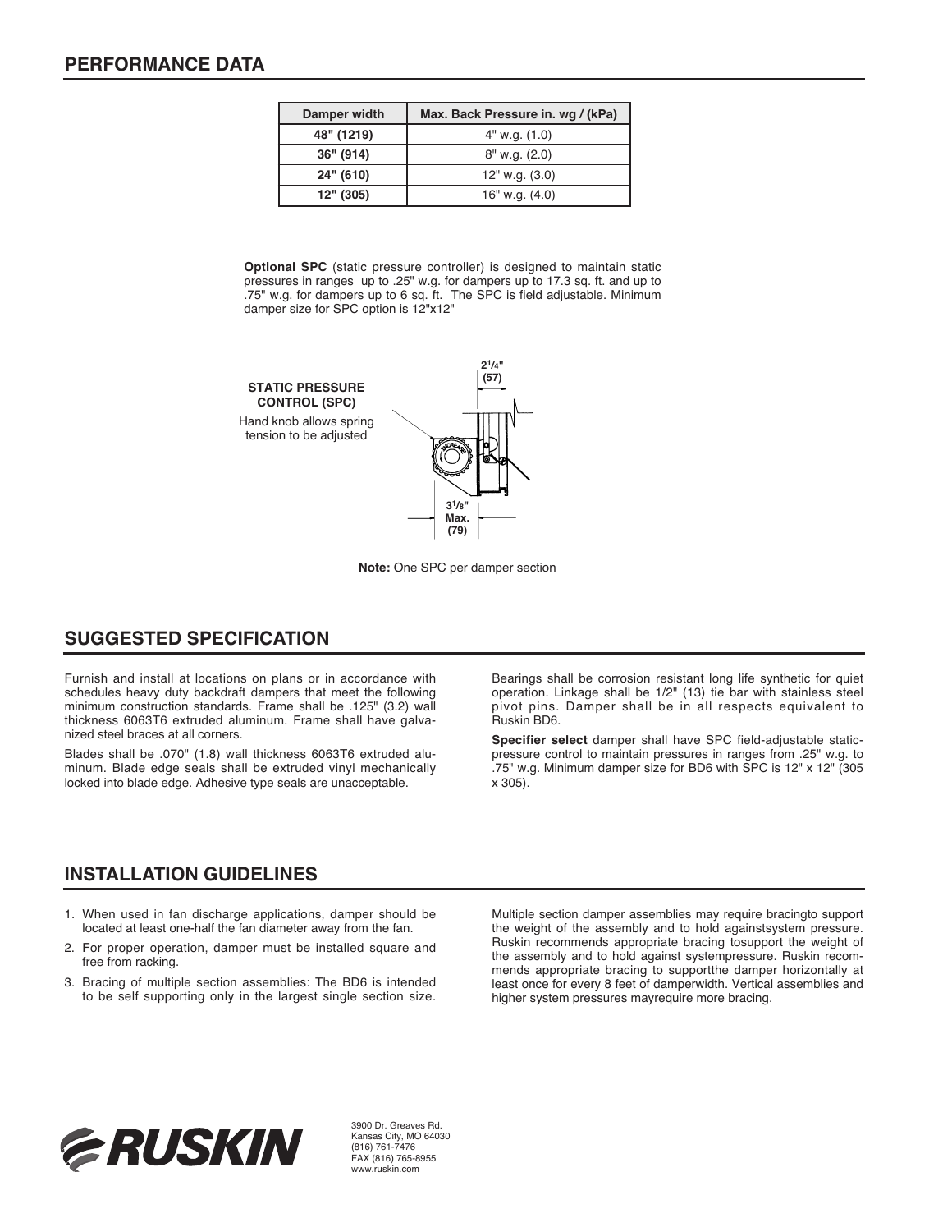## PERFORMANCE DATA

| Damper width | Max. Back Pressure in. wg / (kPa) |
|---|---|
| 48" (1219) | 4" w.g. (1.0) |
| 36" (914) | 8" w.g. (2.0) |
| 24" (610) | 12" w.g. (3.0) |
| 12" (305) | 16" w.g. (4.0) |

**Optional SPC** (static pressure controller) is designed to maintain static pressures in ranges up to .25" w.g. for dampers up to 17.3 sq. ft. and up to .75" w.g. for dampers up to 6 sq. ft. The SPC is field adjustable. Minimum damper size for SPC option is 12"x12"

**STATIC PRESSURE CONTROL (SPC)**

Hand knob allows spring tension to be adjusted

2 1/4" (57)

3 1/8" Max. (79)

**Note:** One SPC per damper section

## SUGGESTED SPECIFICATION

Furnish and install at locations on plans or in accordance with schedules heavy duty backdraft dampers that meet the following minimum construction standards. Frame shall be .125" (3.2) wall thickness 6063T6 extruded aluminum. Frame shall have galvanized steel braces at all corners.

Blades shall be .070" (1.8) wall thickness 6063T6 extruded aluminum. Blade edge seals shall be extruded vinyl mechanically locked into blade edge. Adhesive type seals are unacceptable.

Bearings shall be corrosion resistant long life synthetic for quiet operation. Linkage shall be 1/2" (13) tie bar with stainless steel pivot pins. Damper shall be in all respects equivalent to Ruskin BD6.

**Specifier select** damper shall have SPC field-adjustable static-pressure control to maintain pressures in ranges from .25" w.g. to .75" w.g. Minimum damper size for BD6 with SPC is 12" x 12" (305 x 305).

## INSTALLATION GUIDELINES

1. When used in fan discharge applications, damper should be located at least one-half the fan diameter away from the fan.
2. For proper operation, damper must be installed square and free from racking.
3. Bracing of multiple section assemblies: The BD6 is intended to be self supporting only in the largest single section size.

Multiple section damper assemblies may require bracingto support the weight of the assembly and to hold againstsystem pressure. Ruskin recommends appropriate bracing tosupport the weight of the assembly and to hold against systempressure. Ruskin recommends appropriate bracing to supportthe damper horizontally at least once for every 8 feet of damperwidth. Vertical assemblies and higher system pressures mayrequire more bracing.

RUSKIN

3900 Dr. Greaves Rd.
Kansas City, MO 64030
(816) 761-7476
FAX (816) 765-8955
www.ruskin.com